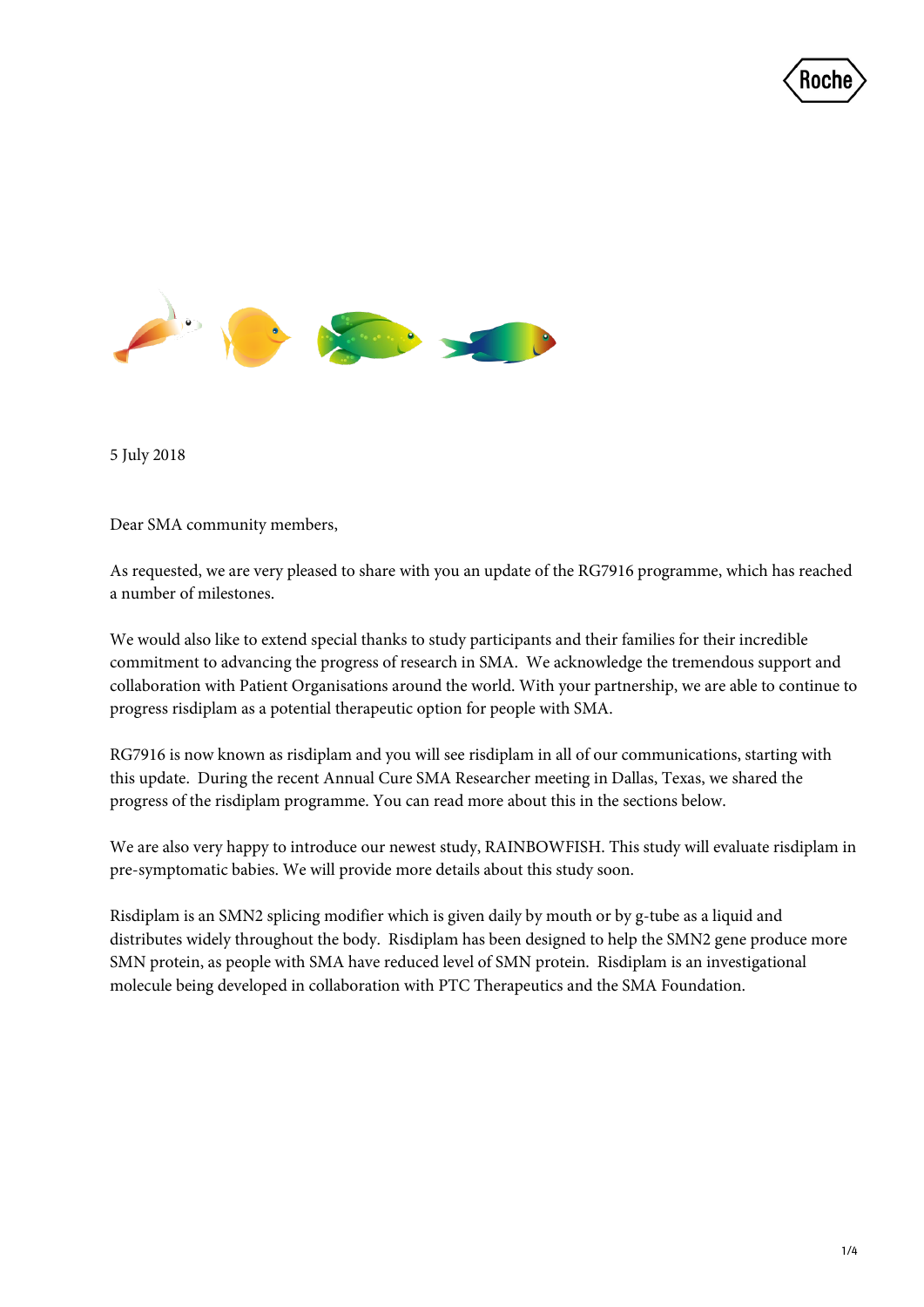5 July 2018

Dear SMA community members,

As requested, we are very pleased to share with you an update of the RG7916 programme, which has reached a number of milestones.

We would also like to extend special thanks to study participants and their families for their incredible commitment to advancing the progress of research in SMA. We acknowledge the tremendous support and collaboration with Patient Organisations around the world. With your partnership, we are able to continue to progress risdiplam as a potential therapeutic option for people with SMA.

RG7916 is now known as risdiplam and you will see risdiplam in all of our communications, starting with this update. During the recent Annual Cure SMA Researcher meeting in Dallas, Texas, we shared the progress of the risdiplam programme. You can read more about this in the sections below.

We are also very happy to introduce our newest study, RAINBOWFISH. This study will evaluate risdiplam in pre-symptomatic babies. We will provide more details about this study soon.

Risdiplam is an SMN2 splicing modifier which is given daily by mouth or by g-tube as a liquid and distributes widely throughout the body. Risdiplam has been designed to help the SMN2 gene produce more SMN protein, as people with SMA have reduced level of SMN protein. Risdiplam is an investigational molecule being developed in collaboration with PTC Therapeutics and the SMA Foundation.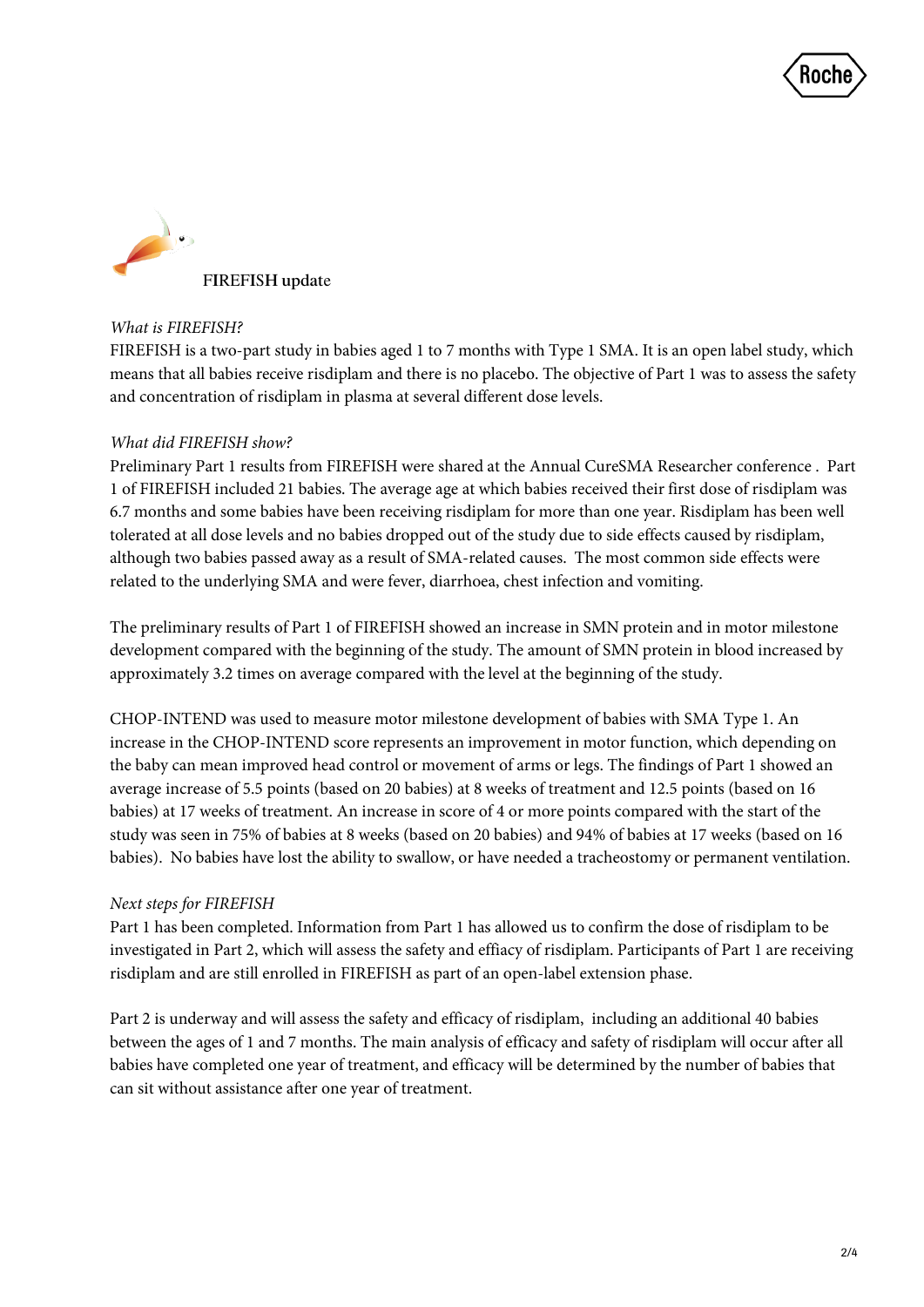## FIREFISH update

*What is FIREFISH?*

FIREFISH is a two-part study in babies aged 1 to 7 months with Type 1 SMA. It is an open label study, which means that all babies receive risdiplam and there is no placebo. The objective of Part 1 was to assess the safety and concentration of risdiplam in plasma at several different dose levels.

*What did FIREFISH show?*

Preliminary Part 1 results from FIREFISH were shared at the Annual CureSMA Researcher conference . Part 1 of FIREFISH included 21 babies. The average age at which babies received their first dose of risdiplam was 6.7 months and some babies have been receiving risdiplam for more than one year. Risdiplam has been well tolerated at all dose levels and no babies dropped out of the study due to side effects caused by risdiplam, although two babies passed away as a result of SMA-related causes. The most common side effects were related to the underlying SMA and were fever, diarrhoea, chest infection and vomiting.

The preliminary results of Part 1 of FIREFISH showed an increase in SMN protein and in motor milestone development compared with the beginning of the study. The amount of SMN protein in blood increased by approximately 3.2 times on average compared with the level at the beginning of the study.

CHOP-INTEND was used to measure motor milestone development of babies with SMA Type 1. An increase in the CHOP-INTEND score represents an improvement in motor function, which depending on the baby can mean improved head control or movement of arms or legs. The findings of Part 1 showed an average increase of 5.5 points (based on 20 babies) at 8 weeks of treatment and 12.5 points (based on 16 babies) at 17 weeks of treatment. An increase in score of 4 or more points compared with the start of the study was seen in 75% of babies at 8 weeks (based on 20 babies) and 94% of babies at 17 weeks (based on 16 babies). No babies have lost the ability to swallow, or have needed a tracheostomy or permanent ventilation.

*Next steps for FIREFISH*

Part 1 has been completed. Information from Part 1 has allowed us to confirm the dose of risdiplam to be investigated in Part 2, which will assess the safety and effiacy of risdiplam. Participants of Part 1 are receiving risdiplam and are still enrolled in FIREFISH as part of an open-label extension phase.

Part 2 is underway and will assess the safety and efficacy of risdiplam, including an additional 40 babies between the ages of 1 and 7 months. The main analysis of efficacy and safety of risdiplam will occur after all babies have completed one year of treatment, and efficacy will be determined by the number of babies that can sit without assistance after one year of treatment.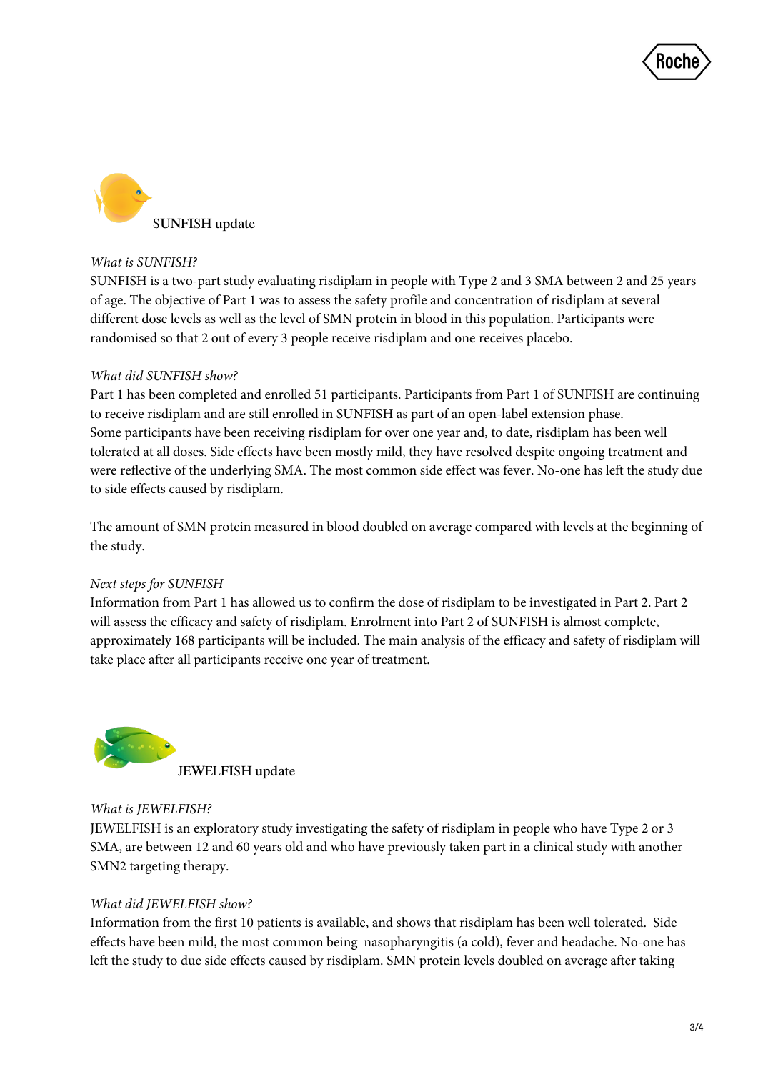## SUNFISH update

*What is SUNFISH?*

SUNFISH is a two-part study evaluating risdiplam in people with Type 2 and 3 SMA between 2 and 25 years of age. The objective of Part 1 was to assess the safety profile and concentration of risdiplam at several different dose levels as well as the level of SMN protein in blood in this population. Participants were randomised so that 2 out of every 3 people receive risdiplam and one receives placebo.

*What did SUNFISH show?*

Part 1 has been completed and enrolled 51 participants. Participants from Part 1 of SUNFISH are continuing to receive risdiplam and are still enrolled in SUNFISH as part of an open-label extension phase. Some participants have been receiving risdiplam for over one year and, to date, risdiplam has been well tolerated at all doses. Side effects have been mostly mild, they have resolved despite ongoing treatment and were reflective of the underlying SMA. The most common side effect was fever. No-one has left the study due to side effects caused by risdiplam.

The amount of SMN protein measured in blood doubled on average compared with levels at the beginning of the study.

*Next steps for SUNFISH*

Information from Part 1 has allowed us to confirm the dose of risdiplam to be investigated in Part 2. Part 2 will assess the efficacy and safety of risdiplam. Enrolment into Part 2 of SUNFISH is almost complete, approximately 168 participants will be included. The main analysis of the efficacy and safety of risdiplam will take place after all participants receive one year of treatment.

## JEWELFISH update

*What is JEWELFISH?*

JEWELFISH is an exploratory study investigating the safety of risdiplam in people who have Type 2 or 3 SMA, are between 12 and 60 years old and who have previously taken part in a clinical study with another SMN2 targeting therapy.

*What did JEWELFISH show?*

Information from the first 10 patients is available, and shows that risdiplam has been well tolerated. Side effects have been mild, the most common being nasopharyngitis (a cold), fever and headache. No-one has left the study to due side effects caused by risdiplam. SMN protein levels doubled on average after taking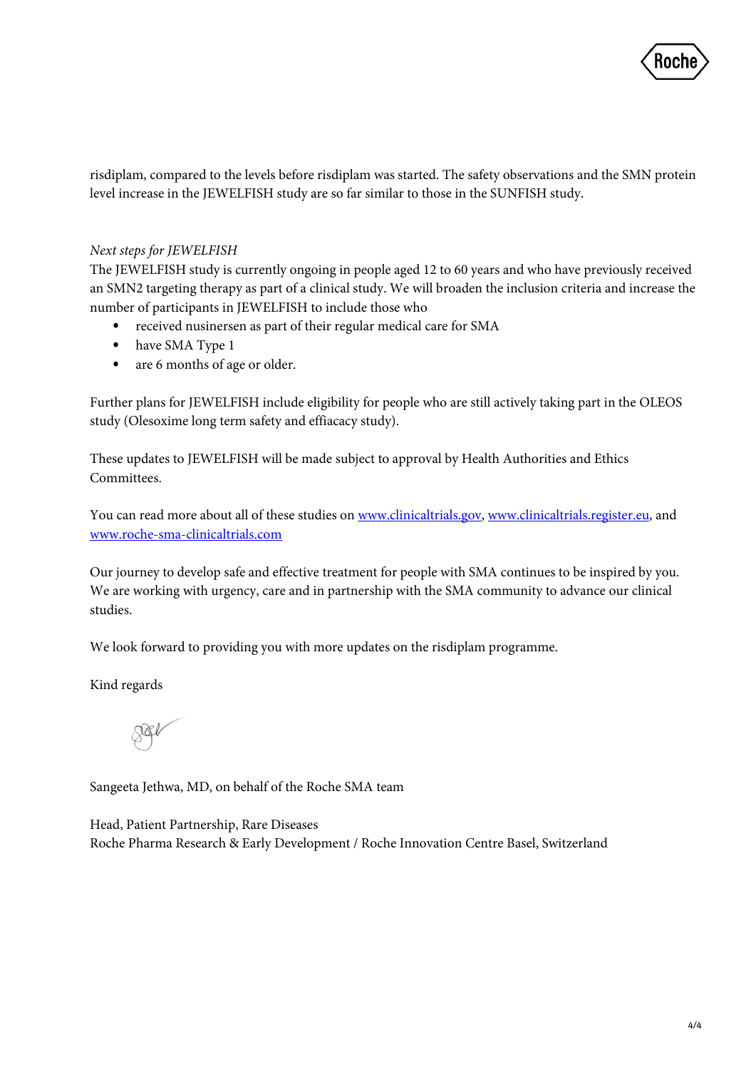risdiplam, compared to the levels before risdiplam was started. The safety observations and the SMN protein level increase in the JEWELFISH study are so far similar to those in the SUNFISH study.

*Next steps for JEWELFISH*

The JEWELFISH study is currently ongoing in people aged 12 to 60 years and who have previously received an SMN2 targeting therapy as part of a clinical study. We will broaden the inclusion criteria and increase the number of participants in JEWELFISH to include those who

- received nusinersen as part of their regular medical care for SMA
- have SMA Type 1
- are 6 months of age or older.

Further plans for JEWELFISH include eligibility for people who are still actively taking part in the OLEOS study (Olesoxime long term safety and effiacacy study).

These updates to JEWELFISH will be made subject to approval by Health Authorities and Ethics Committees.

You can read more about all of these studies on [www.clinicaltrials.gov](http://www.clinicaltrials.gov), [www.clinicaltrials.register.eu](http://www.clinicaltrials.register.eu), and [www.roche-sma-clinicaltrials.com](http://www.roche-sma-clinicaltrials.com)

Our journey to develop safe and effective treatment for people with SMA continues to be inspired by you. We are working with urgency, care and in partnership with the SMA community to advance our clinical studies.

We look forward to providing you with more updates on the risdiplam programme.

Kind regards

Sangeeta Jethwa, MD, on behalf of the Roche SMA team

Head, Patient Partnership, Rare Diseases
Roche Pharma Research & Early Development / Roche Innovation Centre Basel, Switzerland